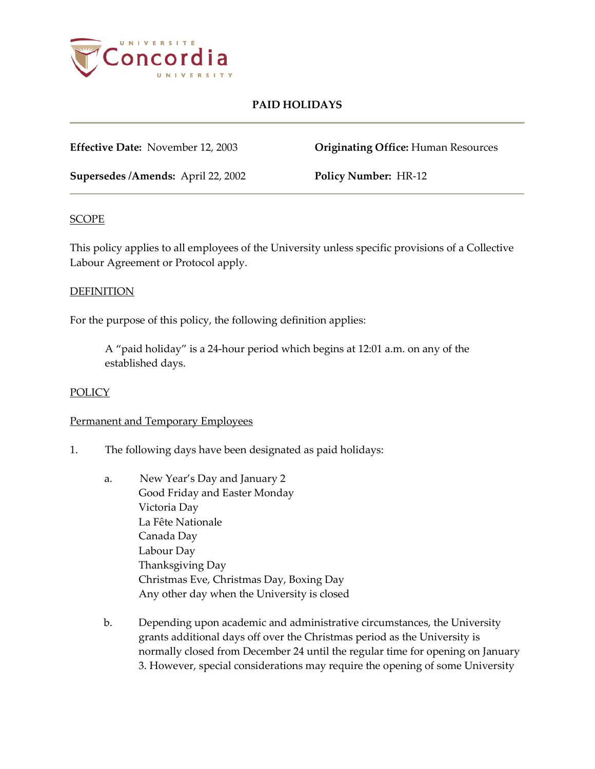# PAID HOLIDAYS

**Effective Date:** November 12, 2003

**Originating Office:** Human Resources

**Supersedes /Amends:** April 22, 2002

**Policy Number:** HR-12

## SCOPE

This policy applies to all employees of the University unless specific provisions of a Collective Labour Agreement or Protocol apply.

## DEFINITION

For the purpose of this policy, the following definition applies:

> A "paid holiday" is a 24-hour period which begins at 12:01 a.m. on any of the established days.

## POLICY

### Permanent and Temporary Employees

1. The following days have been designated as paid holidays:

   a. New Year's Day and January 2
      Good Friday and Easter Monday
      Victoria Day
      La Fête Nationale
      Canada Day
      Labour Day
      Thanksgiving Day
      Christmas Eve, Christmas Day, Boxing Day
      Any other day when the University is closed

   b. Depending upon academic and administrative circumstances, the University grants additional days off over the Christmas period as the University is normally closed from December 24 until the regular time for opening on January 3. However, special considerations may require the opening of some University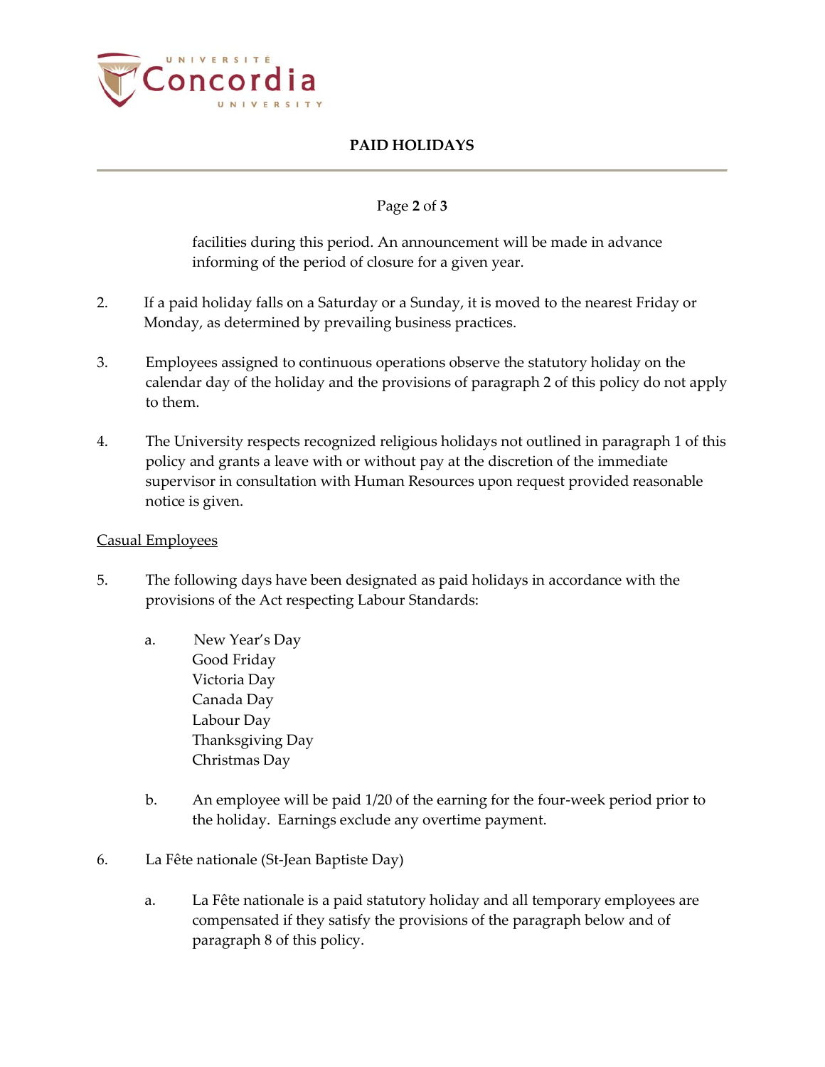facilities during this period. An announcement will be made in advance informing of the period of closure for a given year.

2. If a paid holiday falls on a Saturday or a Sunday, it is moved to the nearest Friday or Monday, as determined by prevailing business practices.

3. Employees assigned to continuous operations observe the statutory holiday on the calendar day of the holiday and the provisions of paragraph 2 of this policy do not apply to them.

4. The University respects recognized religious holidays not outlined in paragraph 1 of this policy and grants a leave with or without pay at the discretion of the immediate supervisor in consultation with Human Resources upon request provided reasonable notice is given.

<u>Casual Employees</u>

5. The following days have been designated as paid holidays in accordance with the provisions of the Act respecting Labour Standards:

   a. New Year's Day
      Good Friday
      Victoria Day
      Canada Day
      Labour Day
      Thanksgiving Day
      Christmas Day

   b. An employee will be paid 1/20 of the earning for the four-week period prior to the holiday. Earnings exclude any overtime payment.

6. La Fête nationale (St-Jean Baptiste Day)

   a. La Fête nationale is a paid statutory holiday and all temporary employees are compensated if they satisfy the provisions of the paragraph below and of paragraph 8 of this policy.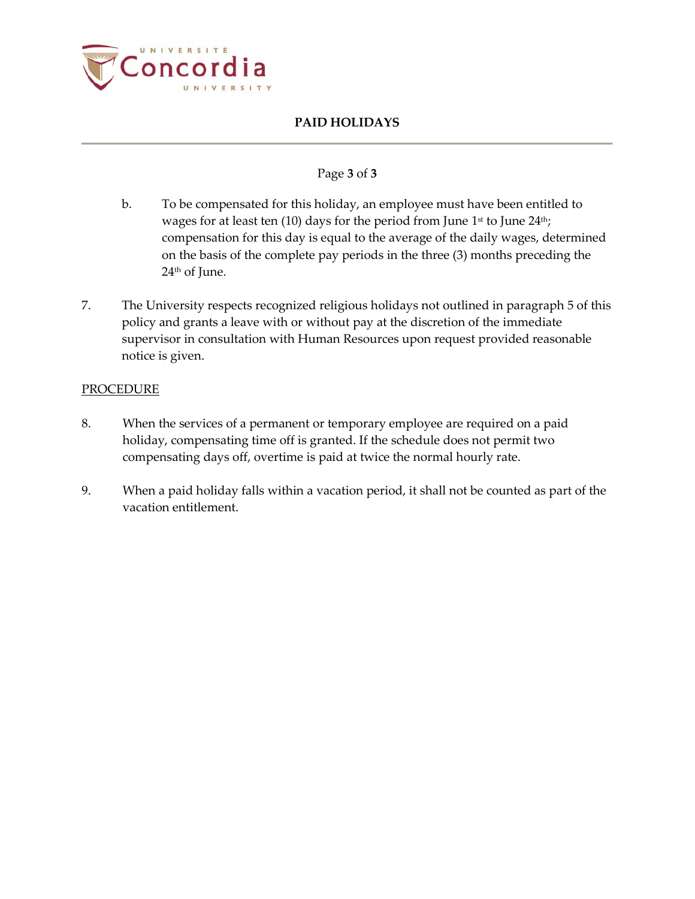b. To be compensated for this holiday, an employee must have been entitled to wages for at least ten (10) days for the period from June 1st to June 24th; compensation for this day is equal to the average of the daily wages, determined on the basis of the complete pay periods in the three (3) months preceding the 24th of June.

7. The University respects recognized religious holidays not outlined in paragraph 5 of this policy and grants a leave with or without pay at the discretion of the immediate supervisor in consultation with Human Resources upon request provided reasonable notice is given.

<u>PROCEDURE</u>

8. When the services of a permanent or temporary employee are required on a paid holiday, compensating time off is granted. If the schedule does not permit two compensating days off, overtime is paid at twice the normal hourly rate.

9. When a paid holiday falls within a vacation period, it shall not be counted as part of the vacation entitlement.